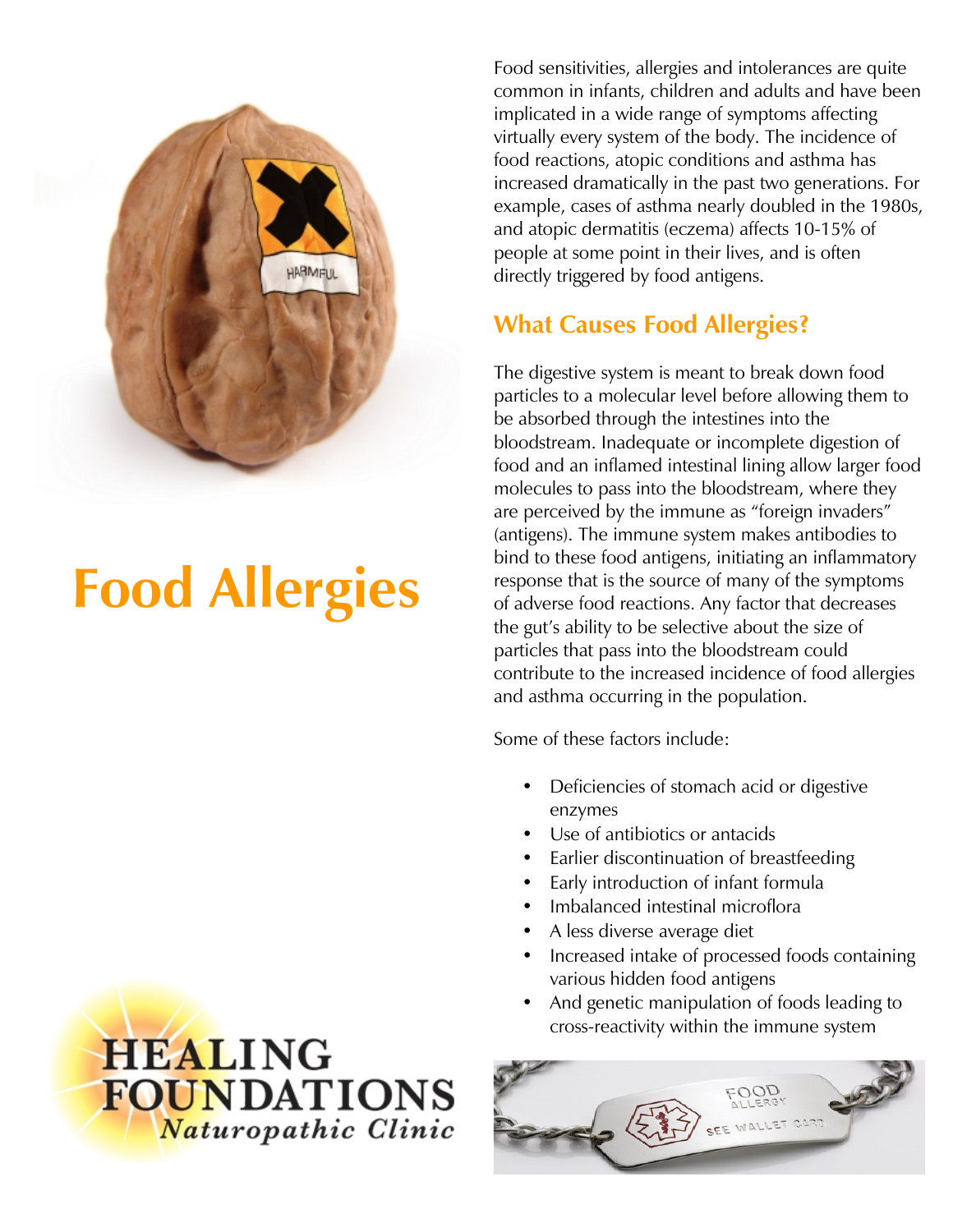# Food Allergies

Food sensitivities, allergies and intolerances are quite common in infants, children and adults and have been implicated in a wide range of symptoms affecting virtually every system of the body. The incidence of food reactions, atopic conditions and asthma has increased dramatically in the past two generations. For example, cases of asthma nearly doubled in the 1980s, and atopic dermatitis (eczema) affects 10-15% of people at some point in their lives, and is often directly triggered by food antigens.

## What Causes Food Allergies?

The digestive system is meant to break down food particles to a molecular level before allowing them to be absorbed through the intestines into the bloodstream. Inadequate or incomplete digestion of food and an inflamed intestinal lining allow larger food molecules to pass into the bloodstream, where they are perceived by the immune as "foreign invaders" (antigens). The immune system makes antibodies to bind to these food antigens, initiating an inflammatory response that is the source of many of the symptoms of adverse food reactions. Any factor that decreases the gut's ability to be selective about the size of particles that pass into the bloodstream could contribute to the increased incidence of food allergies and asthma occurring in the population.

Some of these factors include:

- Deficiencies of stomach acid or digestive enzymes
- Use of antibiotics or antacids
- Earlier discontinuation of breastfeeding
- Early introduction of infant formula
- Imbalanced intestinal microflora
- A less diverse average diet
- Increased intake of processed foods containing various hidden food antigens
- And genetic manipulation of foods leading to cross-reactivity within the immune system

HEALING FOUNDATIONS *Naturopathic Clinic*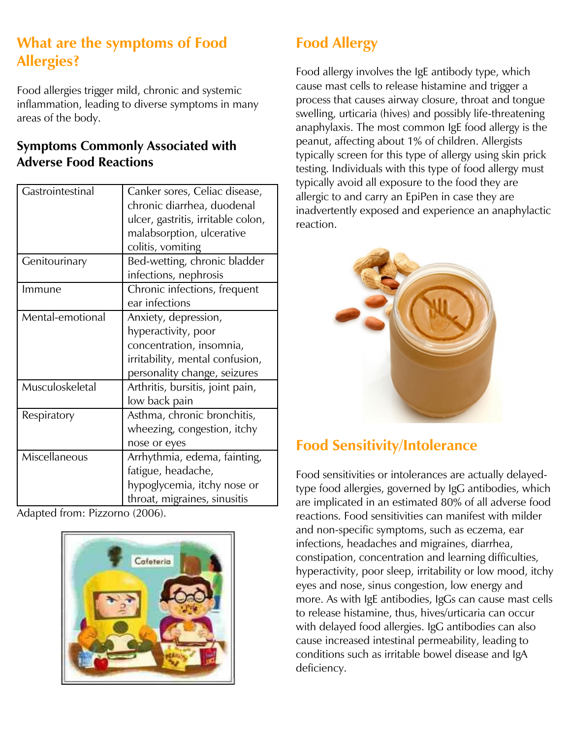## What are the symptoms of Food Allergies?

Food allergies trigger mild, chronic and systemic inflammation, leading to diverse symptoms in many areas of the body.

### Symptoms Commonly Associated with Adverse Food Reactions

| | |
|---|---|
| Gastrointestinal | Canker sores, Celiac disease, chronic diarrhea, duodenal ulcer, gastritis, irritable colon, malabsorption, ulcerative colitis, vomiting |
| Genitourinary | Bed-wetting, chronic bladder infections, nephrosis |
| Immune | Chronic infections, frequent ear infections |
| Mental-emotional | Anxiety, depression, hyperactivity, poor concentration, insomnia, irritability, mental confusion, personality change, seizures |
| Musculoskeletal | Arthritis, bursitis, joint pain, low back pain |
| Respiratory | Asthma, chronic bronchitis, wheezing, congestion, itchy nose or eyes |
| Miscellaneous | Arrhythmia, edema, fainting, fatigue, headache, hypoglycemia, itchy nose or throat, migraines, sinusitis |

Adapted from: Pizzorno (2006).

## Food Allergy

Food allergy involves the IgE antibody type, which cause mast cells to release histamine and trigger a process that causes airway closure, throat and tongue swelling, urticaria (hives) and possibly life-threatening anaphylaxis. The most common IgE food allergy is the peanut, affecting about 1% of children. Allergists typically screen for this type of allergy using skin prick testing. Individuals with this type of food allergy must typically avoid all exposure to the food they are allergic to and carry an EpiPen in case they are inadvertently exposed and experience an anaphylactic reaction.

## Food Sensitivity/Intolerance

Food sensitivities or intolerances are actually delayed-type food allergies, governed by IgG antibodies, which are implicated in an estimated 80% of all adverse food reactions. Food sensitivities can manifest with milder and non-specific symptoms, such as eczema, ear infections, headaches and migraines, diarrhea, constipation, concentration and learning difficulties, hyperactivity, poor sleep, irritability or low mood, itchy eyes and nose, sinus congestion, low energy and more. As with IgE antibodies, IgGs can cause mast cells to release histamine, thus, hives/urticaria can occur with delayed food allergies. IgG antibodies can also cause increased intestinal permeability, leading to conditions such as irritable bowel disease and IgA deficiency.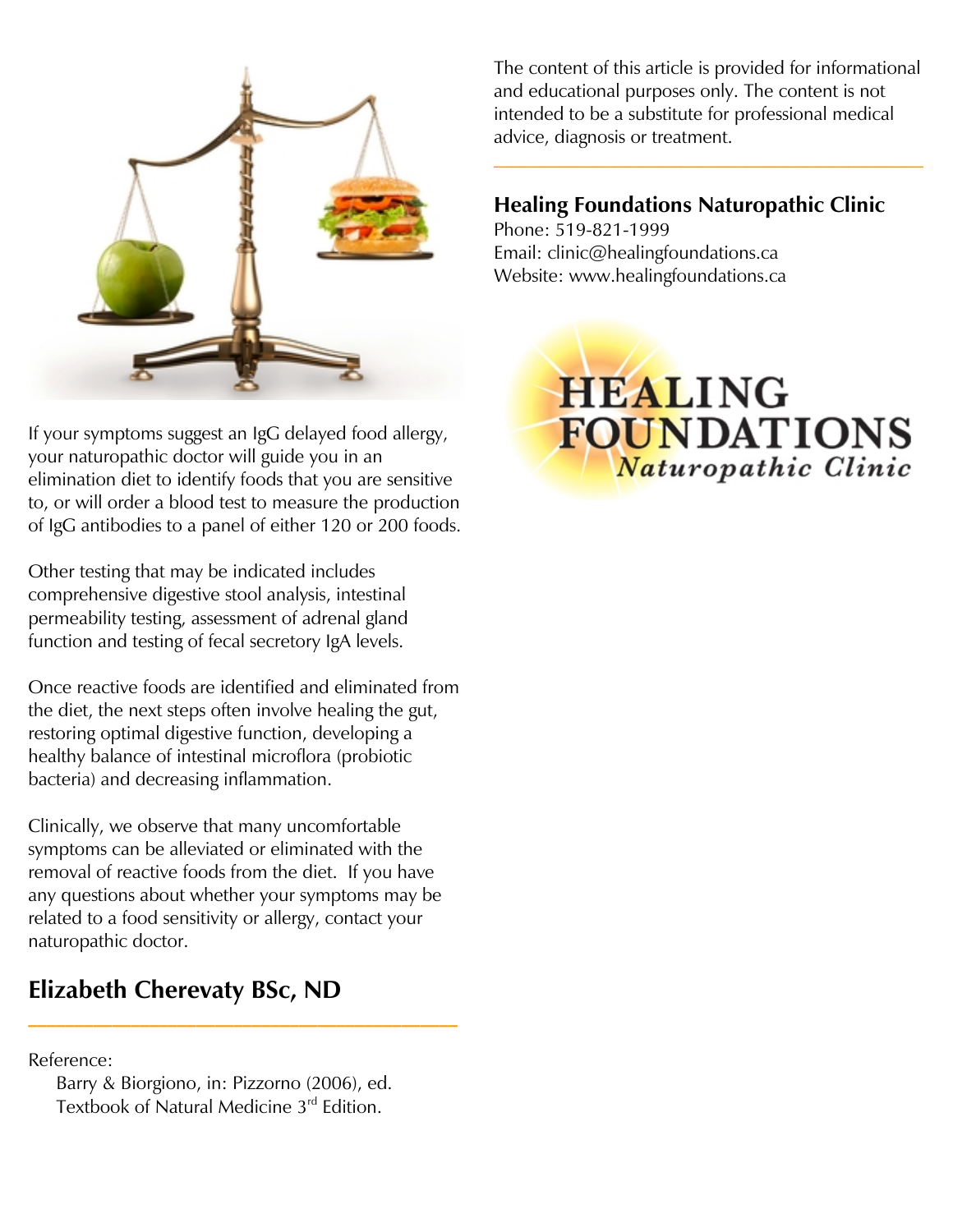If your symptoms suggest an IgG delayed food allergy, your naturopathic doctor will guide you in an elimination diet to identify foods that you are sensitive to, or will order a blood test to measure the production of IgG antibodies to a panel of either 120 or 200 foods.

Other testing that may be indicated includes comprehensive digestive stool analysis, intestinal permeability testing, assessment of adrenal gland function and testing of fecal secretory IgA levels.

Once reactive foods are identified and eliminated from the diet, the next steps often involve healing the gut, restoring optimal digestive function, developing a healthy balance of intestinal microflora (probiotic bacteria) and decreasing inflammation.

Clinically, we observe that many uncomfortable symptoms can be alleviated or eliminated with the removal of reactive foods from the diet. If you have any questions about whether your symptoms may be related to a food sensitivity or allergy, contact your naturopathic doctor.

## Elizabeth Cherevaty BSc, ND

---

Reference:

Barry & Biorgiono, in: Pizzorno (2006), ed. Textbook of Natural Medicine 3rd Edition.

The content of this article is provided for informational and educational purposes only. The content is not intended to be a substitute for professional medical advice, diagnosis or treatment.

---

## Healing Foundations Naturopathic Clinic

Phone: 519-821-1999
Email: clinic@healingfoundations.ca
Website: www.healingfoundations.ca

HEALING FOUNDATIONS
*Naturopathic Clinic*